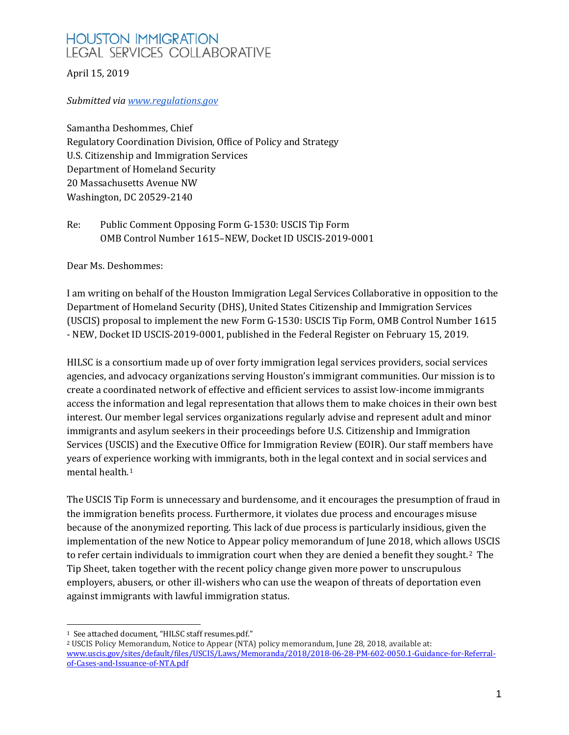# HOUSTON IMMIGRATION
LEGAL SERVICES COLLABORATIVE

April 15, 2019

*Submitted via [www.regulations.gov](www.regulations.gov)*

Samantha Deshommes, Chief
Regulatory Coordination Division, Office of Policy and Strategy
U.S. Citizenship and Immigration Services
Department of Homeland Security
20 Massachusetts Avenue NW
Washington, DC 20529-2140

Re: Public Comment Opposing Form G-1530: USCIS Tip Form
OMB Control Number 1615–NEW, Docket ID USCIS-2019-0001

Dear Ms. Deshommes:

I am writing on behalf of the Houston Immigration Legal Services Collaborative in opposition to the Department of Homeland Security (DHS), United States Citizenship and Immigration Services (USCIS) proposal to implement the new Form G-1530: USCIS Tip Form, OMB Control Number 1615 - NEW, Docket ID USCIS-2019-0001, published in the Federal Register on February 15, 2019.

HILSC is a consortium made up of over forty immigration legal services providers, social services agencies, and advocacy organizations serving Houston's immigrant communities. Our mission is to create a coordinated network of effective and efficient services to assist low-income immigrants access the information and legal representation that allows them to make choices in their own best interest. Our member legal services organizations regularly advise and represent adult and minor immigrants and asylum seekers in their proceedings before U.S. Citizenship and Immigration Services (USCIS) and the Executive Office for Immigration Review (EOIR). Our staff members have years of experience working with immigrants, both in the legal context and in social services and mental health.[1]

The USCIS Tip Form is unnecessary and burdensome, and it encourages the presumption of fraud in the immigration benefits process. Furthermore, it violates due process and encourages misuse because of the anonymized reporting. This lack of due process is particularly insidious, given the implementation of the new Notice to Appear policy memorandum of June 2018, which allows USCIS to refer certain individuals to immigration court when they are denied a benefit they sought.[2] The Tip Sheet, taken together with the recent policy change given more power to unscrupulous employers, abusers, or other ill-wishers who can use the weapon of threats of deportation even against immigrants with lawful immigration status.

---

[1] See attached document, "HILSC staff resumes.pdf."

[2] USCIS Policy Memorandum, Notice to Appear (NTA) policy memorandum, June 28, 2018, available at: [www.uscis.gov/sites/default/files/USCIS/Laws/Memoranda/2018/2018-06-28-PM-602-0050.1-Guidance-for-Referral-of-Cases-and-Issuance-of-NTA.pdf](www.uscis.gov/sites/default/files/USCIS/Laws/Memoranda/2018/2018-06-28-PM-602-0050.1-Guidance-for-Referral-of-Cases-and-Issuance-of-NTA.pdf)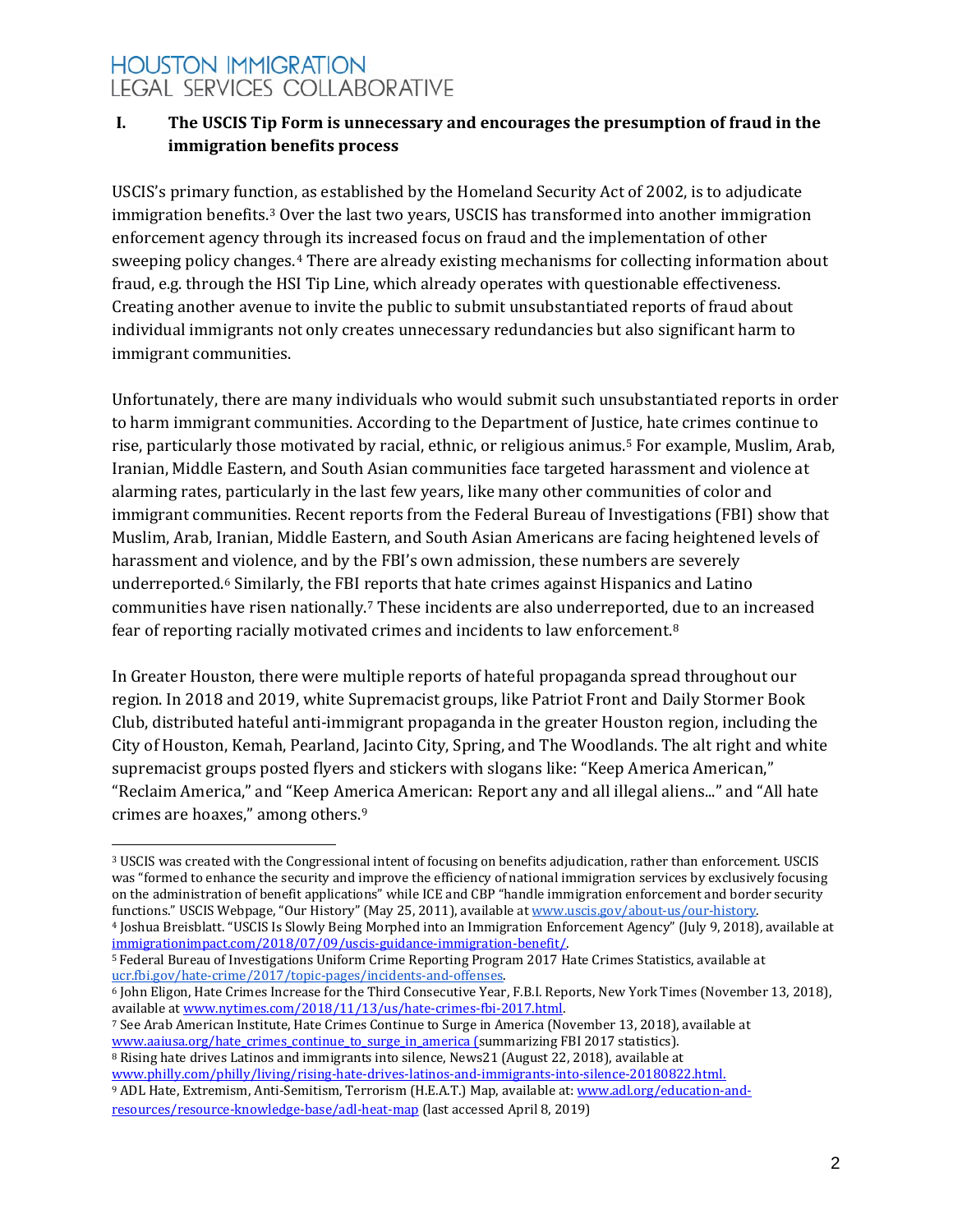## I. The USCIS Tip Form is unnecessary and encourages the presumption of fraud in the immigration benefits process

USCIS's primary function, as established by the Homeland Security Act of 2002, is to adjudicate immigration benefits.[3] Over the last two years, USCIS has transformed into another immigration enforcement agency through its increased focus on fraud and the implementation of other sweeping policy changes.[4] There are already existing mechanisms for collecting information about fraud, e.g. through the HSI Tip Line, which already operates with questionable effectiveness. Creating another avenue to invite the public to submit unsubstantiated reports of fraud about individual immigrants not only creates unnecessary redundancies but also significant harm to immigrant communities.

Unfortunately, there are many individuals who would submit such unsubstantiated reports in order to harm immigrant communities. According to the Department of Justice, hate crimes continue to rise, particularly those motivated by racial, ethnic, or religious animus.[5] For example, Muslim, Arab, Iranian, Middle Eastern, and South Asian communities face targeted harassment and violence at alarming rates, particularly in the last few years, like many other communities of color and immigrant communities. Recent reports from the Federal Bureau of Investigations (FBI) show that Muslim, Arab, Iranian, Middle Eastern, and South Asian Americans are facing heightened levels of harassment and violence, and by the FBI's own admission, these numbers are severely underreported.[6] Similarly, the FBI reports that hate crimes against Hispanics and Latino communities have risen nationally.[7] These incidents are also underreported, due to an increased fear of reporting racially motivated crimes and incidents to law enforcement.[8]

In Greater Houston, there were multiple reports of hateful propaganda spread throughout our region. In 2018 and 2019, white Supremacist groups, like Patriot Front and Daily Stormer Book Club, distributed hateful anti-immigrant propaganda in the greater Houston region, including the City of Houston, Kemah, Pearland, Jacinto City, Spring, and The Woodlands. The alt right and white supremacist groups posted flyers and stickers with slogans like: "Keep America American," "Reclaim America," and "Keep America American: Report any and all illegal aliens..." and "All hate crimes are hoaxes," among others.[9]

---

[3] USCIS was created with the Congressional intent of focusing on benefits adjudication, rather than enforcement. USCIS was "formed to enhance the security and improve the efficiency of national immigration services by exclusively focusing on the administration of benefit applications" while ICE and CBP "handle immigration enforcement and border security functions." USCIS Webpage, "Our History" (May 25, 2011), available at www.uscis.gov/about-us/our-history.

[4] Joshua Breisblatt. "USCIS Is Slowly Being Morphed into an Immigration Enforcement Agency" (July 9, 2018), available at immigrationimpact.com/2018/07/09/uscis-guidance-immigration-benefit/.

[5] Federal Bureau of Investigations Uniform Crime Reporting Program 2017 Hate Crimes Statistics, available at ucr.fbi.gov/hate-crime/2017/topic-pages/incidents-and-offenses.

[6] John Eligon, Hate Crimes Increase for the Third Consecutive Year, F.B.I. Reports, New York Times (November 13, 2018), available at www.nytimes.com/2018/11/13/us/hate-crimes-fbi-2017.html.

[7] See Arab American Institute, Hate Crimes Continue to Surge in America (November 13, 2018), available at www.aaiusa.org/hate_crimes_continue_to_surge_in_america (summarizing FBI 2017 statistics).

[8] Rising hate drives Latinos and immigrants into silence, News21 (August 22, 2018), available at www.philly.com/philly/living/rising-hate-drives-latinos-and-immigrants-into-silence-20180822.html.

[9] ADL Hate, Extremism, Anti-Semitism, Terrorism (H.E.A.T.) Map, available at: www.adl.org/education-and-resources/resource-knowledge-base/adl-heat-map (last accessed April 8, 2019)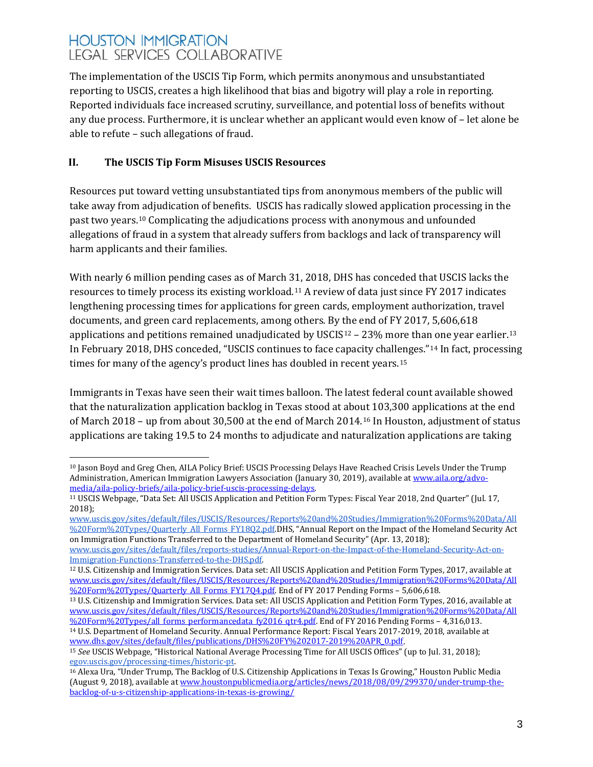The implementation of the USCIS Tip Form, which permits anonymous and unsubstantiated reporting to USCIS, creates a high likelihood that bias and bigotry will play a role in reporting. Reported individuals face increased scrutiny, surveillance, and potential loss of benefits without any due process. Furthermore, it is unclear whether an applicant would even know of – let alone be able to refute – such allegations of fraud.

## II. The USCIS Tip Form Misuses USCIS Resources

Resources put toward vetting unsubstantiated tips from anonymous members of the public will take away from adjudication of benefits. USCIS has radically slowed application processing in the past two years.[10] Complicating the adjudications process with anonymous and unfounded allegations of fraud in a system that already suffers from backlogs and lack of transparency will harm applicants and their families.

With nearly 6 million pending cases as of March 31, 2018, DHS has conceded that USCIS lacks the resources to timely process its existing workload.[11] A review of data just since FY 2017 indicates lengthening processing times for applications for green cards, employment authorization, travel documents, and green card replacements, among others. By the end of FY 2017, 5,606,618 applications and petitions remained unadjudicated by USCIS[12] – 23% more than one year earlier.[13] In February 2018, DHS conceded, "USCIS continues to face capacity challenges."[14] In fact, processing times for many of the agency's product lines has doubled in recent years.[15]

Immigrants in Texas have seen their wait times balloon. The latest federal count available showed that the naturalization application backlog in Texas stood at about 103,300 applications at the end of March 2018 – up from about 30,500 at the end of March 2014.[16] In Houston, adjustment of status applications are taking 19.5 to 24 months to adjudicate and naturalization applications are taking

---

[10] Jason Boyd and Greg Chen, AILA Policy Brief: USCIS Processing Delays Have Reached Crisis Levels Under the Trump Administration, American Immigration Lawyers Association (January 30, 2019), available at www.aila.org/advo-media/aila-policy-briefs/aila-policy-brief-uscis-processing-delays.

[11] USCIS Webpage, "Data Set: All USCIS Application and Petition Form Types: Fiscal Year 2018, 2nd Quarter" (Jul. 17, 2018); www.uscis.gov/sites/default/files/USCIS/Resources/Reports%20and%20Studies/Immigration%20Forms%20Data/All%20Form%20Types/Quarterly_All_Forms_FY18Q2.pdf.DHS, "Annual Report on the Impact of the Homeland Security Act on Immigration Functions Transferred to the Department of Homeland Security" (Apr. 13, 2018); www.uscis.gov/sites/default/files/reports-studies/Annual-Report-on-the-Impact-of-the-Homeland-Security-Act-on-Immigration-Functions-Transferred-to-the-DHS.pdf.

[12] U.S. Citizenship and Immigration Services. Data set: All USCIS Application and Petition Form Types, 2017, available at www.uscis.gov/sites/default/files/USCIS/Resources/Reports%20and%20Studies/Immigration%20Forms%20Data/All%20Form%20Types/Quarterly_All_Forms_FY17Q4.pdf. End of FY 2017 Pending Forms – 5,606,618.

[13] U.S. Citizenship and Immigration Services. Data set: All USCIS Application and Petition Form Types, 2016, available at www.uscis.gov/sites/default/files/USCIS/Resources/Reports%20and%20Studies/Immigration%20Forms%20Data/All%20Form%20Types/all_forms_performancedata_fy2016_qtr4.pdf. End of FY 2016 Pending Forms – 4,316,013.

[14] U.S. Department of Homeland Security. Annual Performance Report: Fiscal Years 2017-2019, 2018, available at www.dhs.gov/sites/default/files/publications/DHS%20FY%202017-2019%20APR_0.pdf.

[15] *See* USCIS Webpage, "Historical National Average Processing Time for All USCIS Offices" (up to Jul. 31, 2018); egov.uscis.gov/processing-times/historic-pt.

[16] Alexa Ura, "Under Trump, The Backlog of U.S. Citizenship Applications in Texas Is Growing," Houston Public Media (August 9, 2018), available at www.houstonpublicmedia.org/articles/news/2018/08/09/299370/under-trump-the-backlog-of-u-s-citizenship-applications-in-texas-is-growing/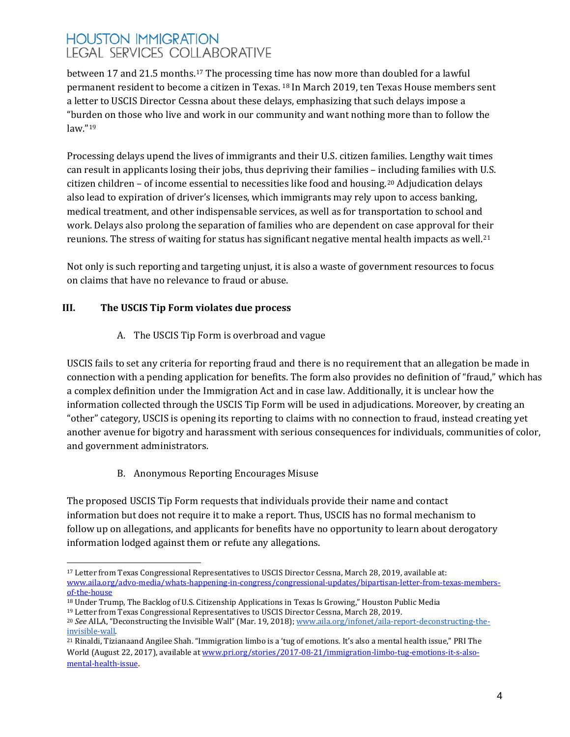between 17 and 21.5 months.[17] The processing time has now more than doubled for a lawful permanent resident to become a citizen in Texas.[18] In March 2019, ten Texas House members sent a letter to USCIS Director Cessna about these delays, emphasizing that such delays impose a "burden on those who live and work in our community and want nothing more than to follow the law."[19]

Processing delays upend the lives of immigrants and their U.S. citizen families. Lengthy wait times can result in applicants losing their jobs, thus depriving their families – including families with U.S. citizen children – of income essential to necessities like food and housing.[20] Adjudication delays also lead to expiration of driver's licenses, which immigrants may rely upon to access banking, medical treatment, and other indispensable services, as well as for transportation to school and work. Delays also prolong the separation of families who are dependent on case approval for their reunions. The stress of waiting for status has significant negative mental health impacts as well.[21]

Not only is such reporting and targeting unjust, it is also a waste of government resources to focus on claims that have no relevance to fraud or abuse.

## III. The USCIS Tip Form violates due process

### A. The USCIS Tip Form is overbroad and vague

USCIS fails to set any criteria for reporting fraud and there is no requirement that an allegation be made in connection with a pending application for benefits. The form also provides no definition of "fraud," which has a complex definition under the Immigration Act and in case law. Additionally, it is unclear how the information collected through the USCIS Tip Form will be used in adjudications. Moreover, by creating an "other" category, USCIS is opening its reporting to claims with no connection to fraud, instead creating yet another avenue for bigotry and harassment with serious consequences for individuals, communities of color, and government administrators.

### B. Anonymous Reporting Encourages Misuse

The proposed USCIS Tip Form requests that individuals provide their name and contact information but does not require it to make a report. Thus, USCIS has no formal mechanism to follow up on allegations, and applicants for benefits have no opportunity to learn about derogatory information lodged against them or refute any allegations.

---

[17] Letter from Texas Congressional Representatives to USCIS Director Cessna, March 28, 2019, available at: www.aila.org/advo-media/whats-happening-in-congress/congressional-updates/bipartisan-letter-from-texas-members-of-the-house

[18] Under Trump, The Backlog of U.S. Citizenship Applications in Texas Is Growing," Houston Public Media

[19] Letter from Texas Congressional Representatives to USCIS Director Cessna, March 28, 2019.

[20] *See* AILA, "Deconstructing the Invisible Wall" (Mar. 19, 2018); www.aila.org/infonet/aila-report-deconstructing-the-invisible-wall.

[21] Rinaldi, Tizianaand Angilee Shah. "Immigration limbo is a 'tug of emotions. It's also a mental health issue," PRI The World (August 22, 2017), available at www.pri.org/stories/2017-08-21/immigration-limbo-tug-emotions-it-s-also-mental-health-issue.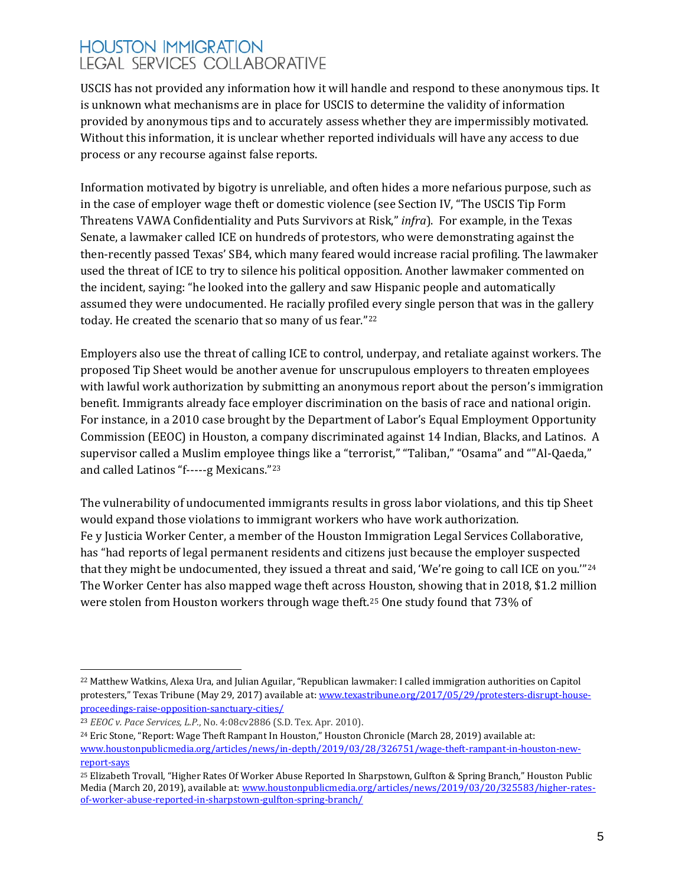USCIS has not provided any information how it will handle and respond to these anonymous tips. It is unknown what mechanisms are in place for USCIS to determine the validity of information provided by anonymous tips and to accurately assess whether they are impermissibly motivated. Without this information, it is unclear whether reported individuals will have any access to due process or any recourse against false reports.

Information motivated by bigotry is unreliable, and often hides a more nefarious purpose, such as in the case of employer wage theft or domestic violence (see Section IV, "The USCIS Tip Form Threatens VAWA Confidentiality and Puts Survivors at Risk," *infra*). For example, in the Texas Senate, a lawmaker called ICE on hundreds of protestors, who were demonstrating against the then-recently passed Texas' SB4, which many feared would increase racial profiling. The lawmaker used the threat of ICE to try to silence his political opposition. Another lawmaker commented on the incident, saying: "he looked into the gallery and saw Hispanic people and automatically assumed they were undocumented. He racially profiled every single person that was in the gallery today. He created the scenario that so many of us fear."[22]

Employers also use the threat of calling ICE to control, underpay, and retaliate against workers. The proposed Tip Sheet would be another avenue for unscrupulous employers to threaten employees with lawful work authorization by submitting an anonymous report about the person's immigration benefit. Immigrants already face employer discrimination on the basis of race and national origin. For instance, in a 2010 case brought by the Department of Labor's Equal Employment Opportunity Commission (EEOC) in Houston, a company discriminated against 14 Indian, Blacks, and Latinos. A supervisor called a Muslim employee things like a "terrorist," "Taliban," "Osama" and ""Al-Qaeda," and called Latinos "f-----g Mexicans."[23]

The vulnerability of undocumented immigrants results in gross labor violations, and this tip Sheet would expand those violations to immigrant workers who have work authorization.
Fe y Justicia Worker Center, a member of the Houston Immigration Legal Services Collaborative, has "had reports of legal permanent residents and citizens just because the employer suspected that they might be undocumented, they issued a threat and said, 'We're going to call ICE on you.'"[24] The Worker Center has also mapped wage theft across Houston, showing that in 2018, $1.2 million were stolen from Houston workers through wage theft.[25] One study found that 73% of

---

[22] Matthew Watkins, Alexa Ura, and Julian Aguilar, "Republican lawmaker: I called immigration authorities on Capitol protesters," Texas Tribune (May 29, 2017) available at: [www.texastribune.org/2017/05/29/protesters-disrupt-house-proceedings-raise-opposition-sanctuary-cities/](www.texastribune.org/2017/05/29/protesters-disrupt-house-proceedings-raise-opposition-sanctuary-cities/)

[23] *EEOC v. Pace Services, L.P.*, No. 4:08cv2886 (S.D. Tex. Apr. 2010).

[24] Eric Stone, "Report: Wage Theft Rampant In Houston," Houston Chronicle (March 28, 2019) available at: [www.houstonpublicmedia.org/articles/news/in-depth/2019/03/28/326751/wage-theft-rampant-in-houston-new-report-says](www.houstonpublicmedia.org/articles/news/in-depth/2019/03/28/326751/wage-theft-rampant-in-houston-new-report-says)

[25] Elizabeth Trovall, "Higher Rates Of Worker Abuse Reported In Sharpstown, Gulfton & Spring Branch," Houston Public Media (March 20, 2019), available at: [www.houstonpublicmedia.org/articles/news/2019/03/20/325583/higher-rates-of-worker-abuse-reported-in-sharpstown-gulfton-spring-branch/](www.houstonpublicmedia.org/articles/news/2019/03/20/325583/higher-rates-of-worker-abuse-reported-in-sharpstown-gulfton-spring-branch/)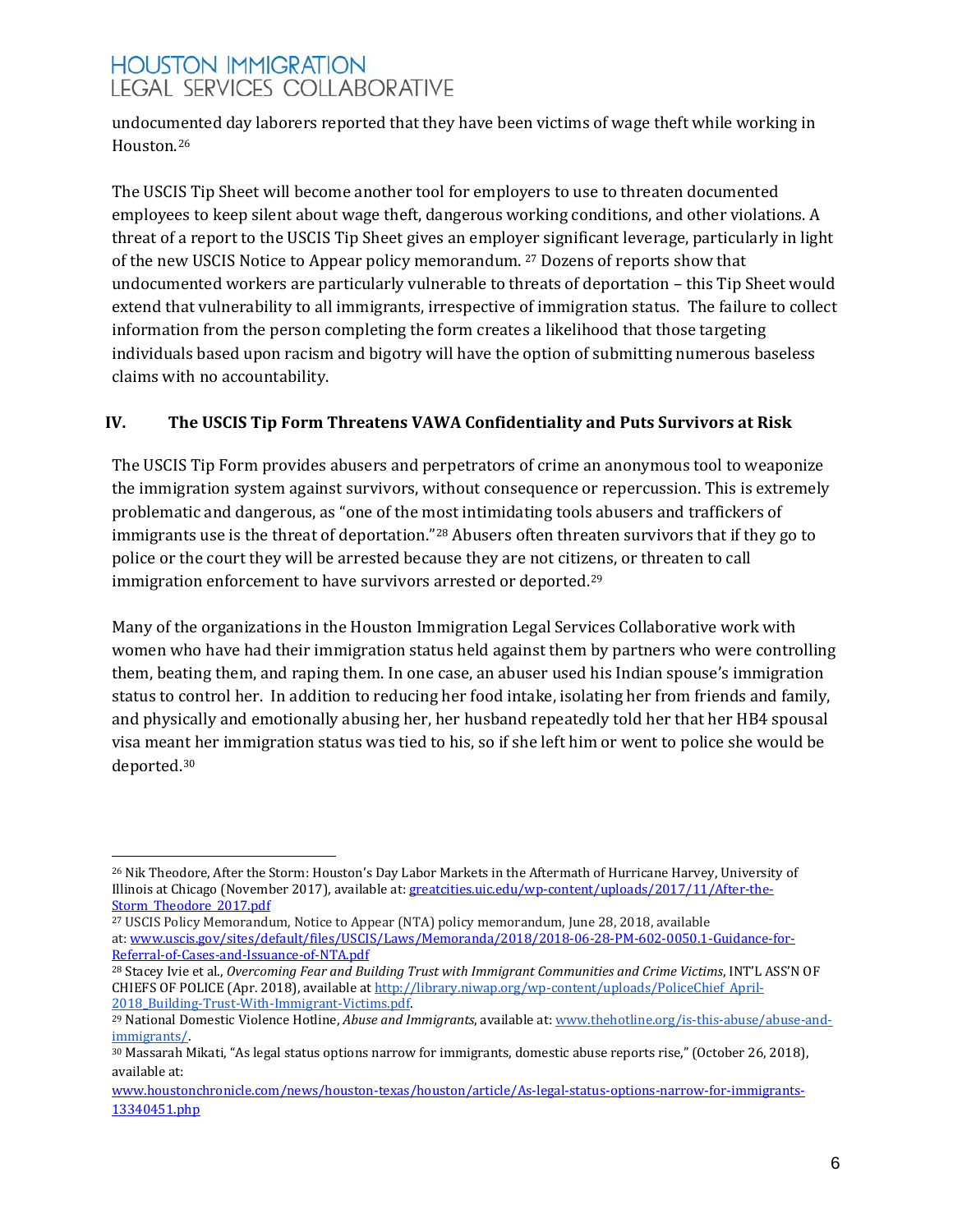undocumented day laborers reported that they have been victims of wage theft while working in Houston.[26]

The USCIS Tip Sheet will become another tool for employers to use to threaten documented employees to keep silent about wage theft, dangerous working conditions, and other violations. A threat of a report to the USCIS Tip Sheet gives an employer significant leverage, particularly in light of the new USCIS Notice to Appear policy memorandum. [27] Dozens of reports show that undocumented workers are particularly vulnerable to threats of deportation – this Tip Sheet would extend that vulnerability to all immigrants, irrespective of immigration status. The failure to collect information from the person completing the form creates a likelihood that those targeting individuals based upon racism and bigotry will have the option of submitting numerous baseless claims with no accountability.

## IV. The USCIS Tip Form Threatens VAWA Confidentiality and Puts Survivors at Risk

The USCIS Tip Form provides abusers and perpetrators of crime an anonymous tool to weaponize the immigration system against survivors, without consequence or repercussion. This is extremely problematic and dangerous, as "one of the most intimidating tools abusers and traffickers of immigrants use is the threat of deportation."[28] Abusers often threaten survivors that if they go to police or the court they will be arrested because they are not citizens, or threaten to call immigration enforcement to have survivors arrested or deported.[29]

Many of the organizations in the Houston Immigration Legal Services Collaborative work with women who have had their immigration status held against them by partners who were controlling them, beating them, and raping them. In one case, an abuser used his Indian spouse's immigration status to control her. In addition to reducing her food intake, isolating her from friends and family, and physically and emotionally abusing her, her husband repeatedly told her that her HB4 spousal visa meant her immigration status was tied to his, so if she left him or went to police she would be deported.[30]

---

[26] Nik Theodore, After the Storm: Houston's Day Labor Markets in the Aftermath of Hurricane Harvey, University of Illinois at Chicago (November 2017), available at: greatcities.uic.edu/wp-content/uploads/2017/11/After-the-Storm_Theodore_2017.pdf

[27] USCIS Policy Memorandum, Notice to Appear (NTA) policy memorandum, June 28, 2018, available at: www.uscis.gov/sites/default/files/USCIS/Laws/Memoranda/2018/2018-06-28-PM-602-0050.1-Guidance-for-Referral-of-Cases-and-Issuance-of-NTA.pdf

[28] Stacey Ivie et al., *Overcoming Fear and Building Trust with Immigrant Communities and Crime Victims*, INT'L ASS'N OF CHIEFS OF POLICE (Apr. 2018), available at http://library.niwap.org/wp-content/uploads/PoliceChief_April-2018_Building-Trust-With-Immigrant-Victims.pdf.

[29] National Domestic Violence Hotline, *Abuse and Immigrants*, available at: www.thehotline.org/is-this-abuse/abuse-and-immigrants/.

[30] Massarah Mikati, "As legal status options narrow for immigrants, domestic abuse reports rise," (October 26, 2018), available at: www.houstonchronicle.com/news/houston-texas/houston/article/As-legal-status-options-narrow-for-immigrants-13340451.php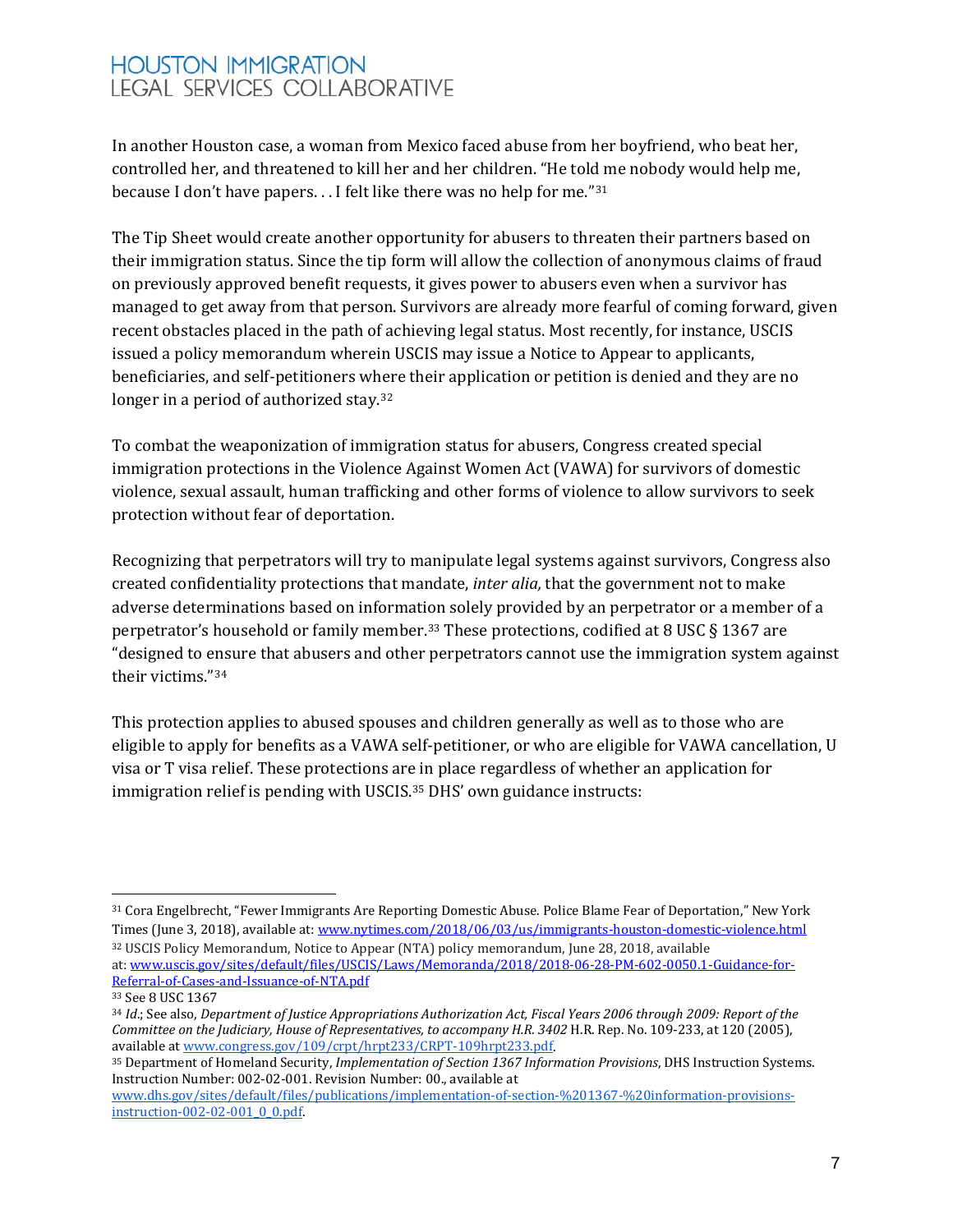In another Houston case, a woman from Mexico faced abuse from her boyfriend, who beat her, controlled her, and threatened to kill her and her children. "He told me nobody would help me, because I don't have papers. . . I felt like there was no help for me."[31]

The Tip Sheet would create another opportunity for abusers to threaten their partners based on their immigration status. Since the tip form will allow the collection of anonymous claims of fraud on previously approved benefit requests, it gives power to abusers even when a survivor has managed to get away from that person. Survivors are already more fearful of coming forward, given recent obstacles placed in the path of achieving legal status. Most recently, for instance, USCIS issued a policy memorandum wherein USCIS may issue a Notice to Appear to applicants, beneficiaries, and self-petitioners where their application or petition is denied and they are no longer in a period of authorized stay.[32]

To combat the weaponization of immigration status for abusers, Congress created special immigration protections in the Violence Against Women Act (VAWA) for survivors of domestic violence, sexual assault, human trafficking and other forms of violence to allow survivors to seek protection without fear of deportation.

Recognizing that perpetrators will try to manipulate legal systems against survivors, Congress also created confidentiality protections that mandate, *inter alia,* that the government not to make adverse determinations based on information solely provided by an perpetrator or a member of a perpetrator's household or family member.[33] These protections, codified at 8 USC § 1367 are "designed to ensure that abusers and other perpetrators cannot use the immigration system against their victims."[34]

This protection applies to abused spouses and children generally as well as to those who are eligible to apply for benefits as a VAWA self-petitioner, or who are eligible for VAWA cancellation, U visa or T visa relief. These protections are in place regardless of whether an application for immigration relief is pending with USCIS.[35] DHS' own guidance instructs:

---

[31] Cora Engelbrecht, "Fewer Immigrants Are Reporting Domestic Abuse. Police Blame Fear of Deportation," New York Times (June 3, 2018), available at: www.nytimes.com/2018/06/03/us/immigrants-houston-domestic-violence.html

[32] USCIS Policy Memorandum, Notice to Appear (NTA) policy memorandum, June 28, 2018, available at: www.uscis.gov/sites/default/files/USCIS/Laws/Memoranda/2018/2018-06-28-PM-602-0050.1-Guidance-for-Referral-of-Cases-and-Issuance-of-NTA.pdf

[33] See 8 USC 1367

[34] *Id.*; See also, *Department of Justice Appropriations Authorization Act, Fiscal Years 2006 through 2009: Report of the Committee on the Judiciary, House of Representatives, to accompany H.R. 3402* H.R. Rep. No. 109-233, at 120 (2005), available at www.congress.gov/109/crpt/hrpt233/CRPT-109hrpt233.pdf.

[35] Department of Homeland Security, *Implementation of Section 1367 Information Provisions*, DHS Instruction Systems. Instruction Number: 002-02-001. Revision Number: 00., available at www.dhs.gov/sites/default/files/publications/implementation-of-section-%201367-%20information-provisions-instruction-002-02-001_0_0.pdf.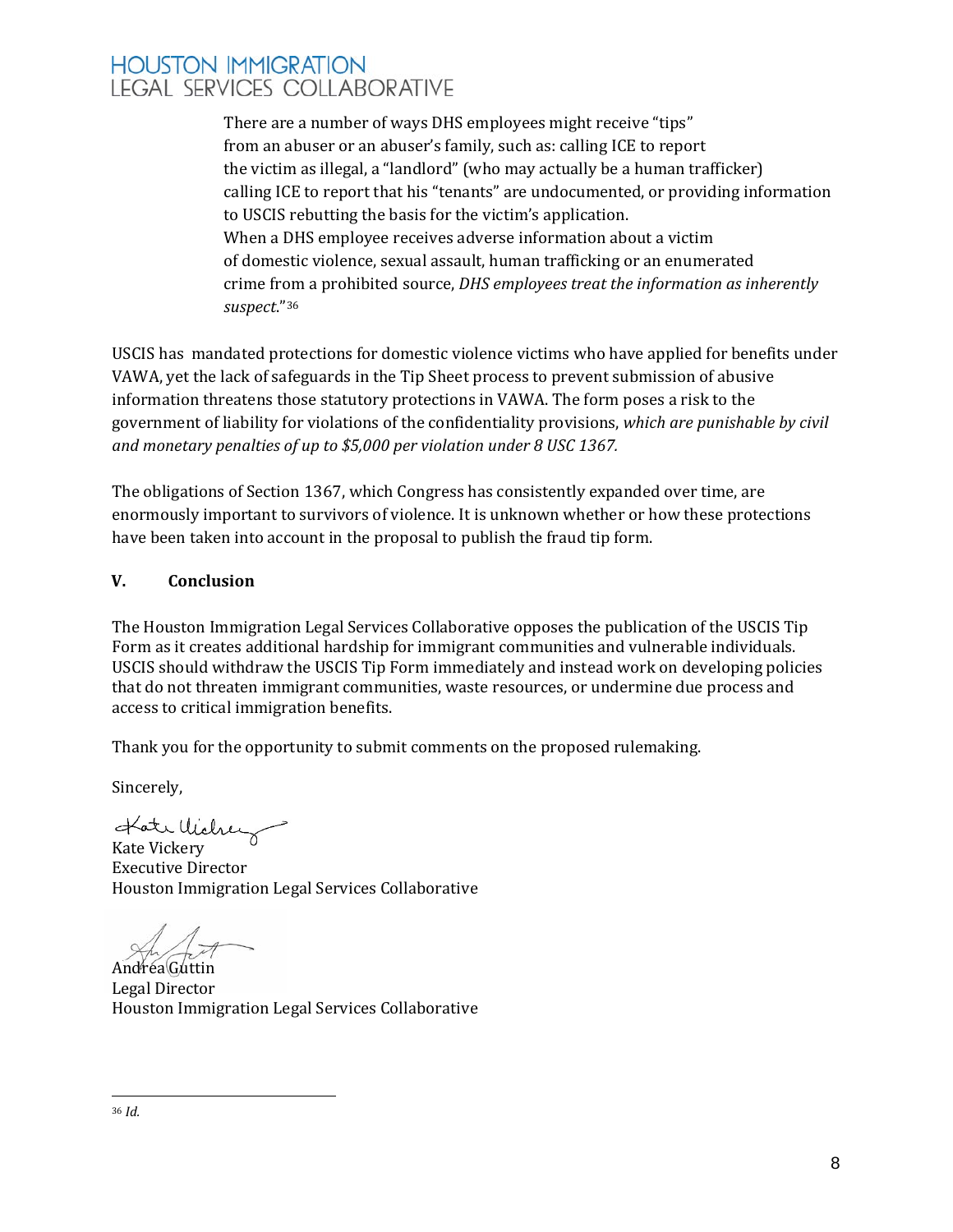> There are a number of ways DHS employees might receive "tips" from an abuser or an abuser's family, such as: calling ICE to report the victim as illegal, a "landlord" (who may actually be a human trafficker) calling ICE to report that his "tenants" are undocumented, or providing information to USCIS rebutting the basis for the victim's application.
> When a DHS employee receives adverse information about a victim of domestic violence, sexual assault, human trafficking or an enumerated crime from a prohibited source, *DHS employees treat the information as inherently suspect*."[36]

USCIS has mandated protections for domestic violence victims who have applied for benefits under VAWA, yet the lack of safeguards in the Tip Sheet process to prevent submission of abusive information threatens those statutory protections in VAWA. The form poses a risk to the government of liability for violations of the confidentiality provisions, *which are punishable by civil and monetary penalties of up to $5,000 per violation under 8 USC 1367.*

The obligations of Section 1367, which Congress has consistently expanded over time, are enormously important to survivors of violence. It is unknown whether or how these protections have been taken into account in the proposal to publish the fraud tip form.

## V. Conclusion

The Houston Immigration Legal Services Collaborative opposes the publication of the USCIS Tip Form as it creates additional hardship for immigrant communities and vulnerable individuals. USCIS should withdraw the USCIS Tip Form immediately and instead work on developing policies that do not threaten immigrant communities, waste resources, or undermine due process and access to critical immigration benefits.

Thank you for the opportunity to submit comments on the proposed rulemaking.

Sincerely,

Kate Vickery
Executive Director
Houston Immigration Legal Services Collaborative

Andrea Guttin
Legal Director
Houston Immigration Legal Services Collaborative

---

[36] *Id.*